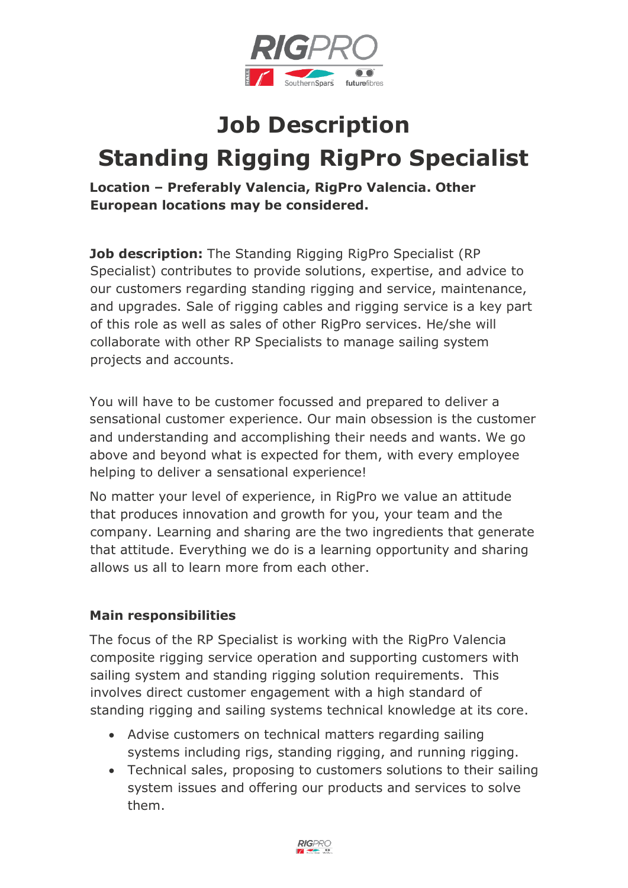# Job Description

# Standing Rigging RigPro Specialist

**Location – Preferably Valencia, RigPro Valencia. Other European locations may be considered.**

**Job description:** The Standing Rigging RigPro Specialist (RP Specialist) contributes to provide solutions, expertise, and advice to our customers regarding standing rigging and service, maintenance, and upgrades. Sale of rigging cables and rigging service is a key part of this role as well as sales of other RigPro services. He/she will collaborate with other RP Specialists to manage sailing system projects and accounts.

You will have to be customer focussed and prepared to deliver a sensational customer experience. Our main obsession is the customer and understanding and accomplishing their needs and wants. We go above and beyond what is expected for them, with every employee helping to deliver a sensational experience!

No matter your level of experience, in RigPro we value an attitude that produces innovation and growth for you, your team and the company. Learning and sharing are the two ingredients that generate that attitude. Everything we do is a learning opportunity and sharing allows us all to learn more from each other.

### Main responsibilities

The focus of the RP Specialist is working with the RigPro Valencia composite rigging service operation and supporting customers with sailing system and standing rigging solution requirements. This involves direct customer engagement with a high standard of standing rigging and sailing systems technical knowledge at its core.

- Advise customers on technical matters regarding sailing systems including rigs, standing rigging, and running rigging.
- Technical sales, proposing to customers solutions to their sailing system issues and offering our products and services to solve them.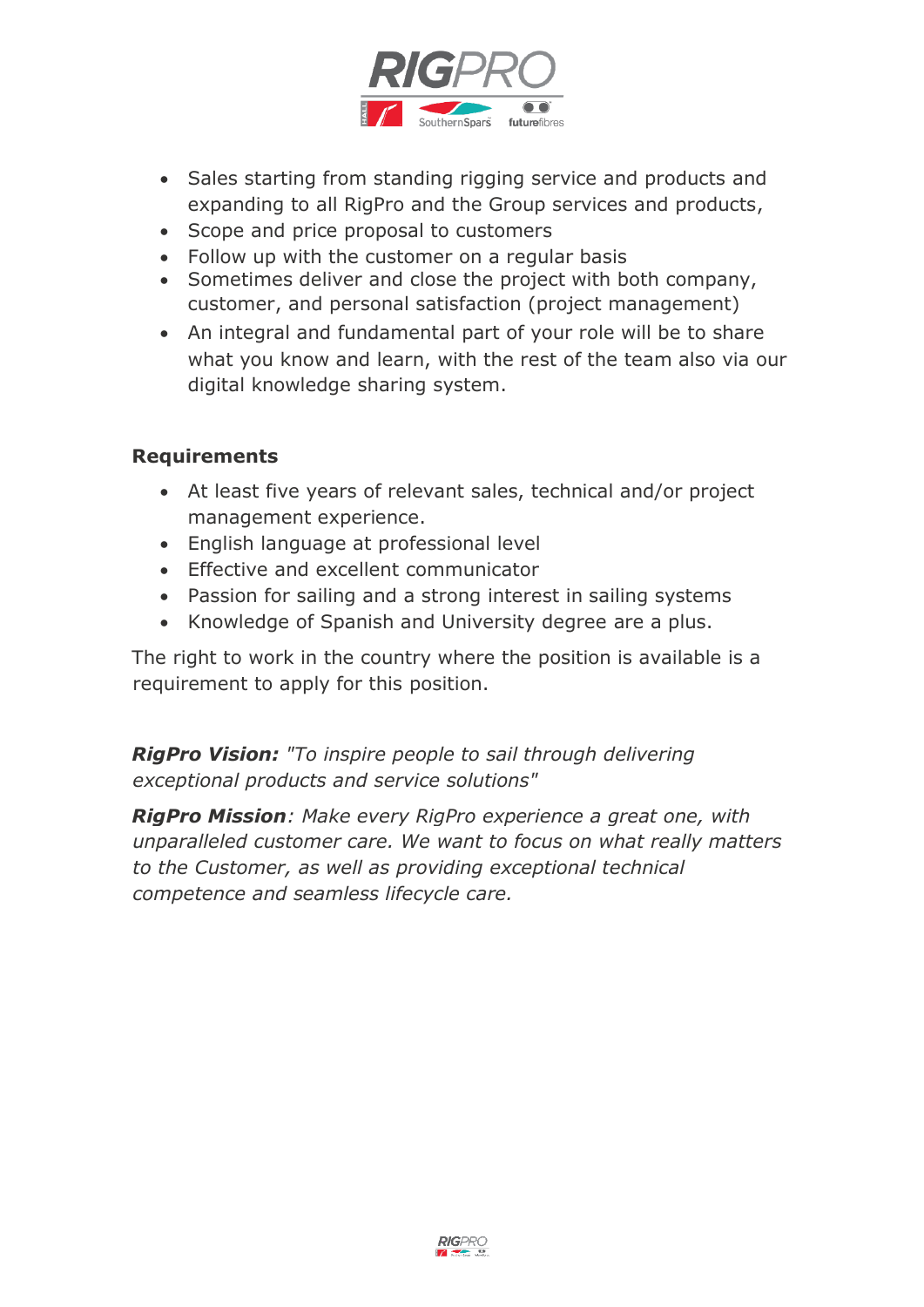- Sales starting from standing rigging service and products and expanding to all RigPro and the Group services and products,
- Scope and price proposal to customers
- Follow up with the customer on a regular basis
- Sometimes deliver and close the project with both company, customer, and personal satisfaction (project management)
- An integral and fundamental part of your role will be to share what you know and learn, with the rest of the team also via our digital knowledge sharing system.

**Requirements**

- At least five years of relevant sales, technical and/or project management experience.
- English language at professional level
- Effective and excellent communicator
- Passion for sailing and a strong interest in sailing systems
- Knowledge of Spanish and University degree are a plus.

The right to work in the country where the position is available is a requirement to apply for this position.

***RigPro Vision:*** *"To inspire people to sail through delivering exceptional products and service solutions"*

***RigPro Mission****: Make every RigPro experience a great one, with unparalleled customer care. We want to focus on what really matters to the Customer, as well as providing exceptional technical competence and seamless lifecycle care.*